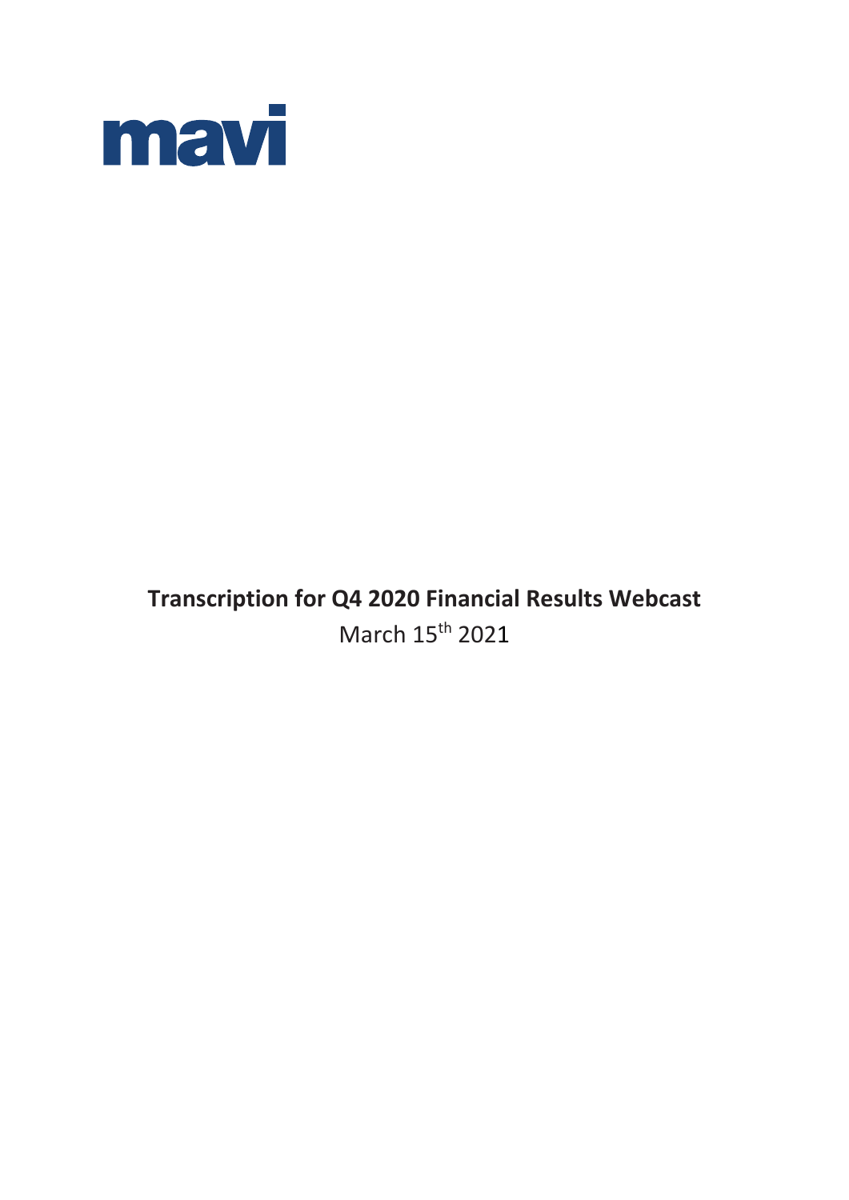mavi

**Transcription for Q4 2020 Financial Results Webcast**

March 15th 2021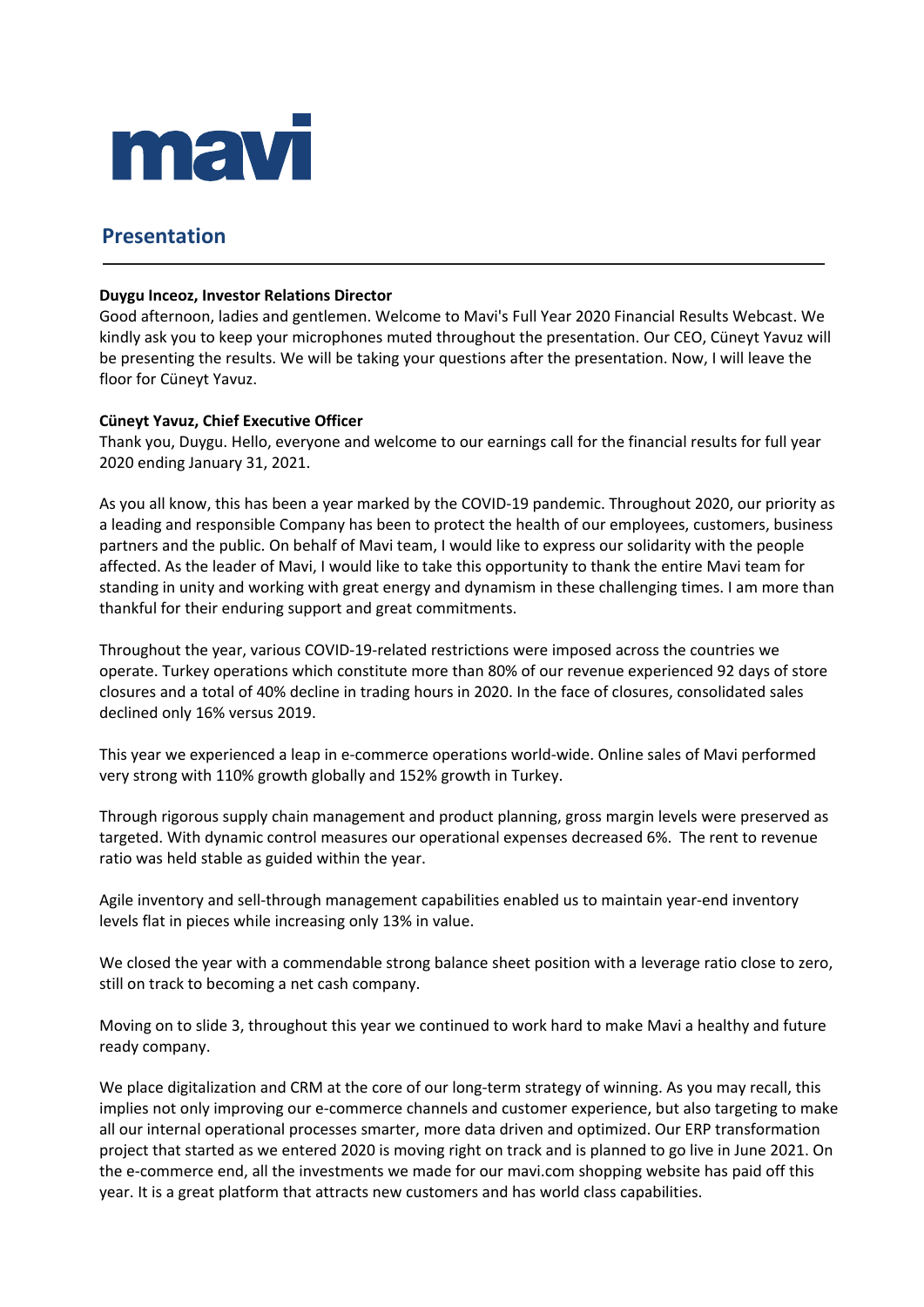# mavi

## Presentation

**Duygu Inceoz, Investor Relations Director**
Good afternoon, ladies and gentlemen. Welcome to Mavi's Full Year 2020 Financial Results Webcast. We kindly ask you to keep your microphones muted throughout the presentation. Our CEO, Cüneyt Yavuz will be presenting the results. We will be taking your questions after the presentation. Now, I will leave the floor for Cüneyt Yavuz.

**Cüneyt Yavuz, Chief Executive Officer**
Thank you, Duygu. Hello, everyone and welcome to our earnings call for the financial results for full year 2020 ending January 31, 2021.

As you all know, this has been a year marked by the COVID-19 pandemic. Throughout 2020, our priority as a leading and responsible Company has been to protect the health of our employees, customers, business partners and the public. On behalf of Mavi team, I would like to express our solidarity with the people affected. As the leader of Mavi, I would like to take this opportunity to thank the entire Mavi team for standing in unity and working with great energy and dynamism in these challenging times. I am more than thankful for their enduring support and great commitments.

Throughout the year, various COVID-19-related restrictions were imposed across the countries we operate. Turkey operations which constitute more than 80% of our revenue experienced 92 days of store closures and a total of 40% decline in trading hours in 2020. In the face of closures, consolidated sales declined only 16% versus 2019.

This year we experienced a leap in e-commerce operations world-wide. Online sales of Mavi performed very strong with 110% growth globally and 152% growth in Turkey.

Through rigorous supply chain management and product planning, gross margin levels were preserved as targeted. With dynamic control measures our operational expenses decreased 6%. The rent to revenue ratio was held stable as guided within the year.

Agile inventory and sell-through management capabilities enabled us to maintain year-end inventory levels flat in pieces while increasing only 13% in value.

We closed the year with a commendable strong balance sheet position with a leverage ratio close to zero, still on track to becoming a net cash company.

Moving on to slide 3, throughout this year we continued to work hard to make Mavi a healthy and future ready company.

We place digitalization and CRM at the core of our long-term strategy of winning. As you may recall, this implies not only improving our e-commerce channels and customer experience, but also targeting to make all our internal operational processes smarter, more data driven and optimized. Our ERP transformation project that started as we entered 2020 is moving right on track and is planned to go live in June 2021. On the e-commerce end, all the investments we made for our mavi.com shopping website has paid off this year. It is a great platform that attracts new customers and has world class capabilities.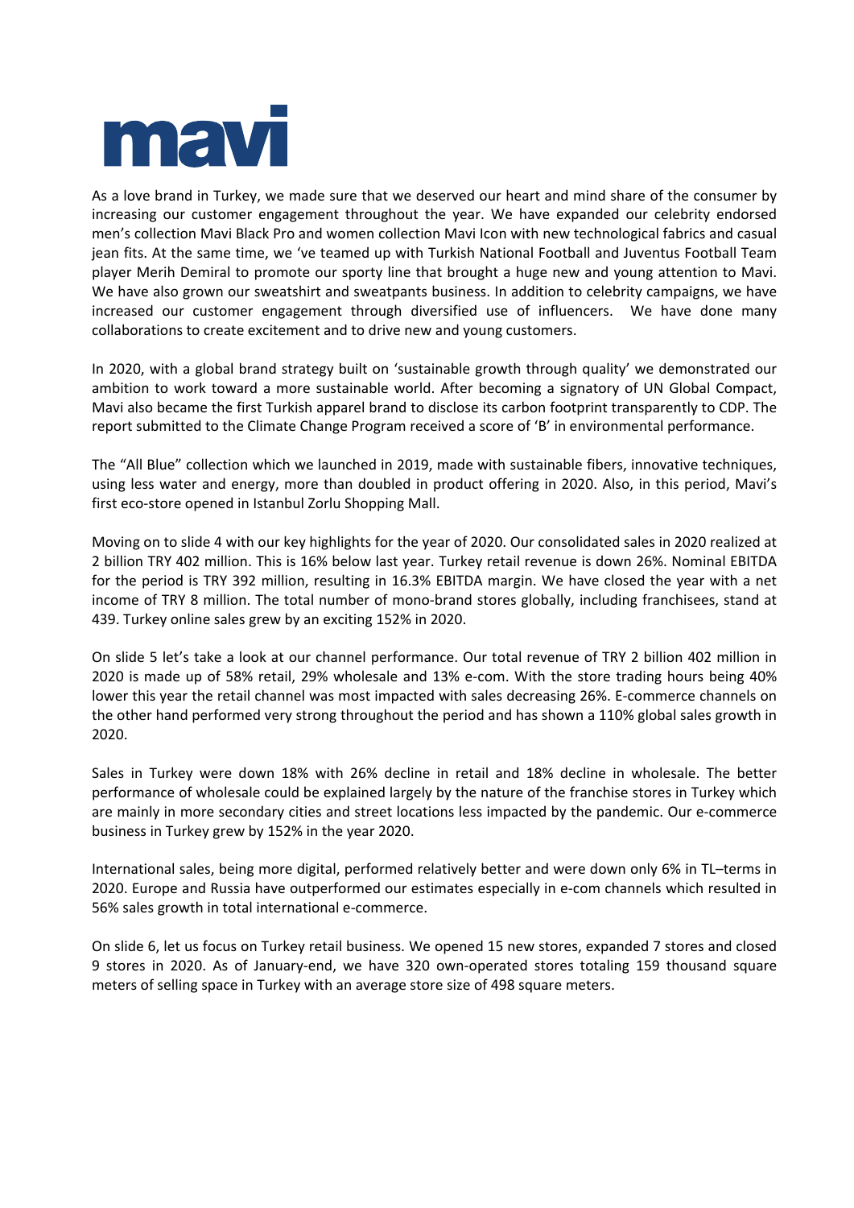As a love brand in Turkey, we made sure that we deserved our heart and mind share of the consumer by increasing our customer engagement throughout the year. We have expanded our celebrity endorsed men's collection Mavi Black Pro and women collection Mavi Icon with new technological fabrics and casual jean fits. At the same time, we 've teamed up with Turkish National Football and Juventus Football Team player Merih Demiral to promote our sporty line that brought a huge new and young attention to Mavi. We have also grown our sweatshirt and sweatpants business. In addition to celebrity campaigns, we have increased our customer engagement through diversified use of influencers. We have done many collaborations to create excitement and to drive new and young customers.

In 2020, with a global brand strategy built on 'sustainable growth through quality' we demonstrated our ambition to work toward a more sustainable world. After becoming a signatory of UN Global Compact, Mavi also became the first Turkish apparel brand to disclose its carbon footprint transparently to CDP. The report submitted to the Climate Change Program received a score of 'B' in environmental performance.

The "All Blue" collection which we launched in 2019, made with sustainable fibers, innovative techniques, using less water and energy, more than doubled in product offering in 2020. Also, in this period, Mavi's first eco-store opened in Istanbul Zorlu Shopping Mall.

Moving on to slide 4 with our key highlights for the year of 2020. Our consolidated sales in 2020 realized at 2 billion TRY 402 million. This is 16% below last year. Turkey retail revenue is down 26%. Nominal EBITDA for the period is TRY 392 million, resulting in 16.3% EBITDA margin. We have closed the year with a net income of TRY 8 million. The total number of mono-brand stores globally, including franchisees, stand at 439. Turkey online sales grew by an exciting 152% in 2020.

On slide 5 let's take a look at our channel performance. Our total revenue of TRY 2 billion 402 million in 2020 is made up of 58% retail, 29% wholesale and 13% e-com. With the store trading hours being 40% lower this year the retail channel was most impacted with sales decreasing 26%. E-commerce channels on the other hand performed very strong throughout the period and has shown a 110% global sales growth in 2020.

Sales in Turkey were down 18% with 26% decline in retail and 18% decline in wholesale. The better performance of wholesale could be explained largely by the nature of the franchise stores in Turkey which are mainly in more secondary cities and street locations less impacted by the pandemic. Our e-commerce business in Turkey grew by 152% in the year 2020.

International sales, being more digital, performed relatively better and were down only 6% in TL–terms in 2020. Europe and Russia have outperformed our estimates especially in e-com channels which resulted in 56% sales growth in total international e-commerce.

On slide 6, let us focus on Turkey retail business. We opened 15 new stores, expanded 7 stores and closed 9 stores in 2020. As of January-end, we have 320 own-operated stores totaling 159 thousand square meters of selling space in Turkey with an average store size of 498 square meters.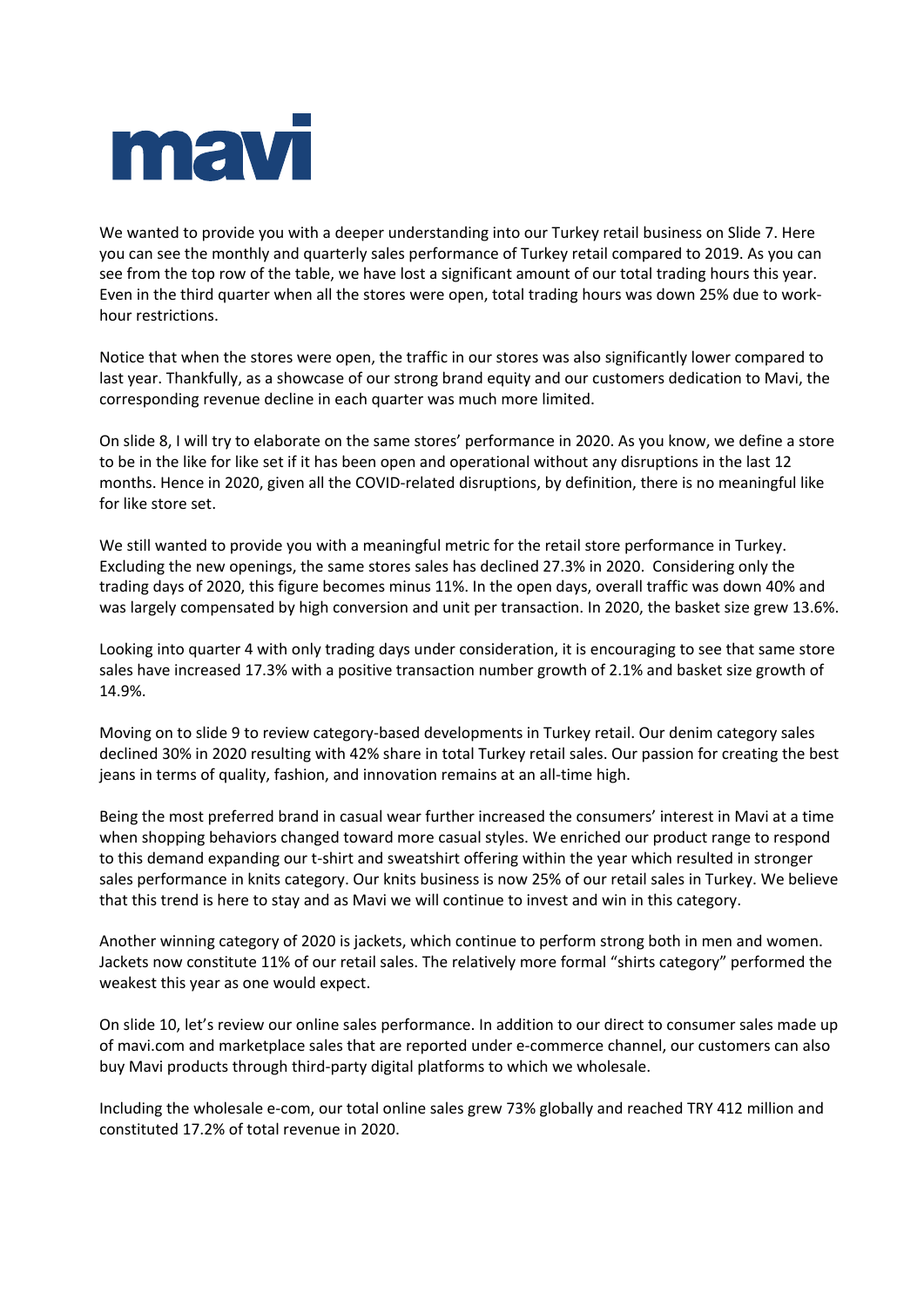We wanted to provide you with a deeper understanding into our Turkey retail business on Slide 7. Here you can see the monthly and quarterly sales performance of Turkey retail compared to 2019. As you can see from the top row of the table, we have lost a significant amount of our total trading hours this year. Even in the third quarter when all the stores were open, total trading hours was down 25% due to work-hour restrictions.

Notice that when the stores were open, the traffic in our stores was also significantly lower compared to last year. Thankfully, as a showcase of our strong brand equity and our customers dedication to Mavi, the corresponding revenue decline in each quarter was much more limited.

On slide 8, I will try to elaborate on the same stores' performance in 2020. As you know, we define a store to be in the like for like set if it has been open and operational without any disruptions in the last 12 months. Hence in 2020, given all the COVID-related disruptions, by definition, there is no meaningful like for like store set.

We still wanted to provide you with a meaningful metric for the retail store performance in Turkey. Excluding the new openings, the same stores sales has declined 27.3% in 2020. Considering only the trading days of 2020, this figure becomes minus 11%. In the open days, overall traffic was down 40% and was largely compensated by high conversion and unit per transaction. In 2020, the basket size grew 13.6%.

Looking into quarter 4 with only trading days under consideration, it is encouraging to see that same store sales have increased 17.3% with a positive transaction number growth of 2.1% and basket size growth of 14.9%.

Moving on to slide 9 to review category-based developments in Turkey retail. Our denim category sales declined 30% in 2020 resulting with 42% share in total Turkey retail sales. Our passion for creating the best jeans in terms of quality, fashion, and innovation remains at an all-time high.

Being the most preferred brand in casual wear further increased the consumers' interest in Mavi at a time when shopping behaviors changed toward more casual styles. We enriched our product range to respond to this demand expanding our t-shirt and sweatshirt offering within the year which resulted in stronger sales performance in knits category. Our knits business is now 25% of our retail sales in Turkey. We believe that this trend is here to stay and as Mavi we will continue to invest and win in this category.

Another winning category of 2020 is jackets, which continue to perform strong both in men and women. Jackets now constitute 11% of our retail sales. The relatively more formal "shirts category" performed the weakest this year as one would expect.

On slide 10, let's review our online sales performance. In addition to our direct to consumer sales made up of mavi.com and marketplace sales that are reported under e-commerce channel, our customers can also buy Mavi products through third-party digital platforms to which we wholesale.

Including the wholesale e-com, our total online sales grew 73% globally and reached TRY 412 million and constituted 17.2% of total revenue in 2020.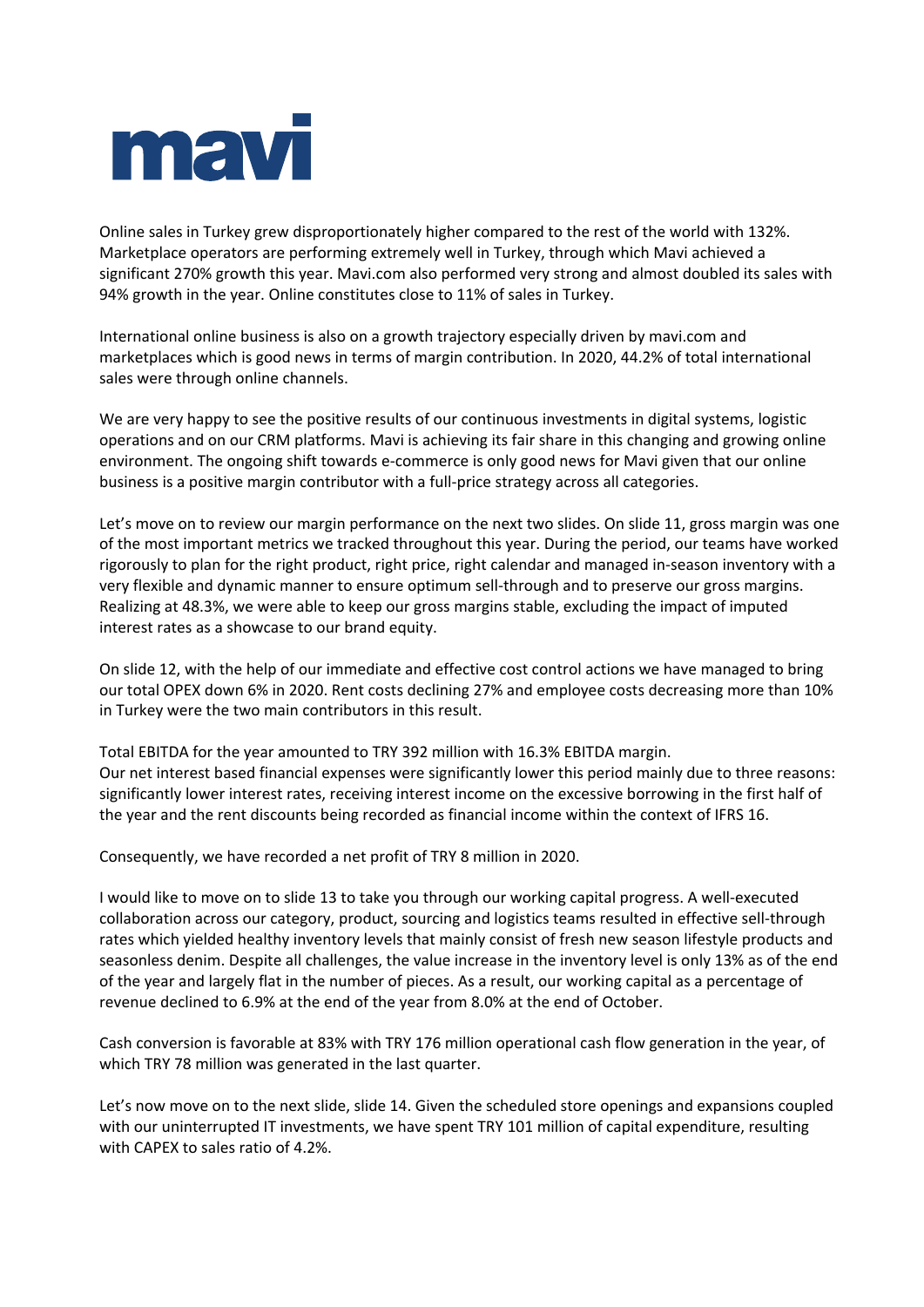Online sales in Turkey grew disproportionately higher compared to the rest of the world with 132%. Marketplace operators are performing extremely well in Turkey, through which Mavi achieved a significant 270% growth this year. Mavi.com also performed very strong and almost doubled its sales with 94% growth in the year. Online constitutes close to 11% of sales in Turkey.

International online business is also on a growth trajectory especially driven by mavi.com and marketplaces which is good news in terms of margin contribution. In 2020, 44.2% of total international sales were through online channels.

We are very happy to see the positive results of our continuous investments in digital systems, logistic operations and on our CRM platforms. Mavi is achieving its fair share in this changing and growing online environment. The ongoing shift towards e-commerce is only good news for Mavi given that our online business is a positive margin contributor with a full-price strategy across all categories.

Let's move on to review our margin performance on the next two slides. On slide 11, gross margin was one of the most important metrics we tracked throughout this year. During the period, our teams have worked rigorously to plan for the right product, right price, right calendar and managed in-season inventory with a very flexible and dynamic manner to ensure optimum sell-through and to preserve our gross margins. Realizing at 48.3%, we were able to keep our gross margins stable, excluding the impact of imputed interest rates as a showcase to our brand equity.

On slide 12, with the help of our immediate and effective cost control actions we have managed to bring our total OPEX down 6% in 2020. Rent costs declining 27% and employee costs decreasing more than 10% in Turkey were the two main contributors in this result.

Total EBITDA for the year amounted to TRY 392 million with 16.3% EBITDA margin.
Our net interest based financial expenses were significantly lower this period mainly due to three reasons: significantly lower interest rates, receiving interest income on the excessive borrowing in the first half of the year and the rent discounts being recorded as financial income within the context of IFRS 16.

Consequently, we have recorded a net profit of TRY 8 million in 2020.

I would like to move on to slide 13 to take you through our working capital progress. A well-executed collaboration across our category, product, sourcing and logistics teams resulted in effective sell-through rates which yielded healthy inventory levels that mainly consist of fresh new season lifestyle products and seasonless denim. Despite all challenges, the value increase in the inventory level is only 13% as of the end of the year and largely flat in the number of pieces. As a result, our working capital as a percentage of revenue declined to 6.9% at the end of the year from 8.0% at the end of October.

Cash conversion is favorable at 83% with TRY 176 million operational cash flow generation in the year, of which TRY 78 million was generated in the last quarter.

Let's now move on to the next slide, slide 14. Given the scheduled store openings and expansions coupled with our uninterrupted IT investments, we have spent TRY 101 million of capital expenditure, resulting with CAPEX to sales ratio of 4.2%.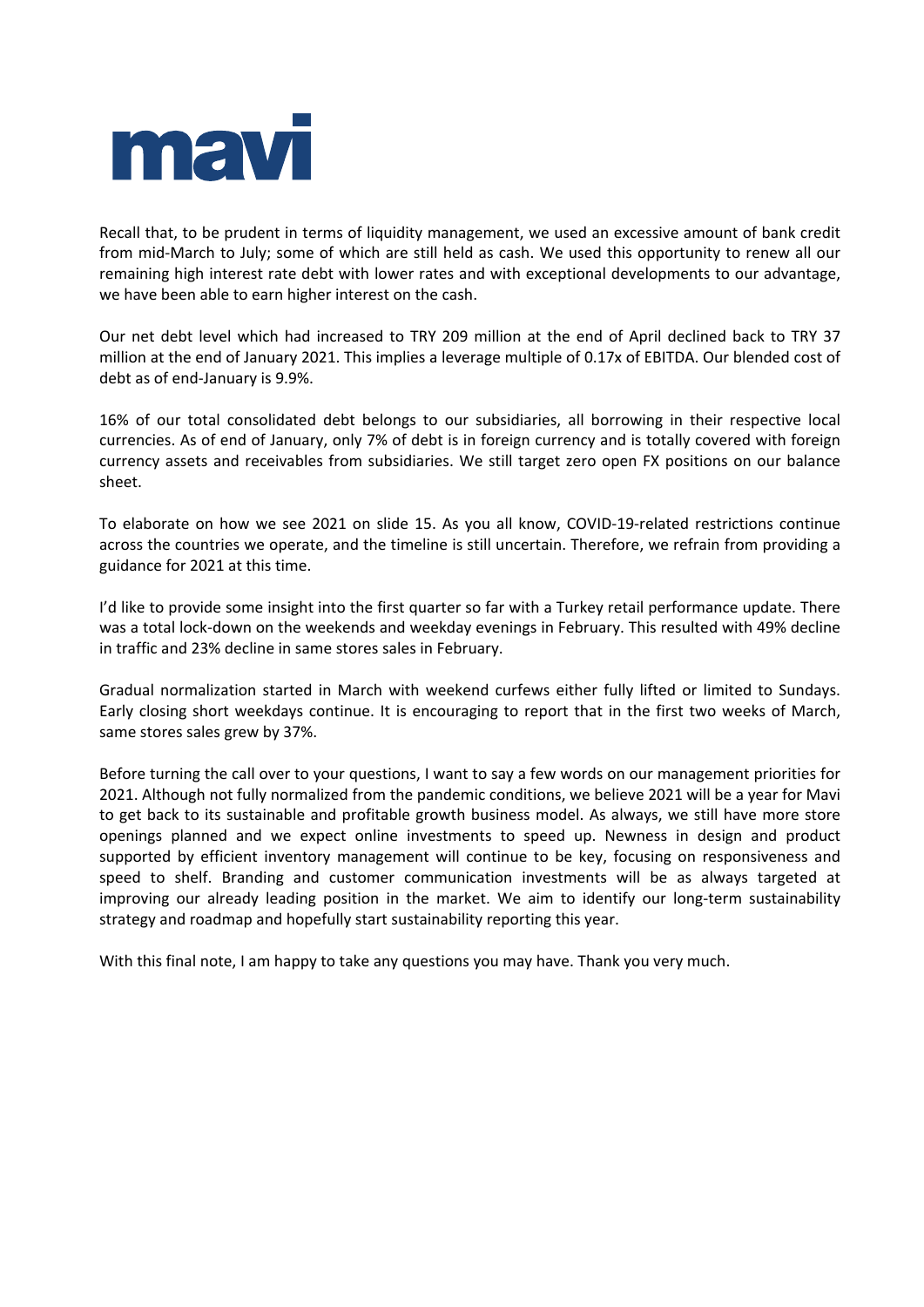Recall that, to be prudent in terms of liquidity management, we used an excessive amount of bank credit from mid-March to July; some of which are still held as cash. We used this opportunity to renew all our remaining high interest rate debt with lower rates and with exceptional developments to our advantage, we have been able to earn higher interest on the cash.

Our net debt level which had increased to TRY 209 million at the end of April declined back to TRY 37 million at the end of January 2021. This implies a leverage multiple of 0.17x of EBITDA. Our blended cost of debt as of end-January is 9.9%.

16% of our total consolidated debt belongs to our subsidiaries, all borrowing in their respective local currencies. As of end of January, only 7% of debt is in foreign currency and is totally covered with foreign currency assets and receivables from subsidiaries. We still target zero open FX positions on our balance sheet.

To elaborate on how we see 2021 on slide 15. As you all know, COVID-19-related restrictions continue across the countries we operate, and the timeline is still uncertain. Therefore, we refrain from providing a guidance for 2021 at this time.

I'd like to provide some insight into the first quarter so far with a Turkey retail performance update. There was a total lock-down on the weekends and weekday evenings in February. This resulted with 49% decline in traffic and 23% decline in same stores sales in February.

Gradual normalization started in March with weekend curfews either fully lifted or limited to Sundays. Early closing short weekdays continue. It is encouraging to report that in the first two weeks of March, same stores sales grew by 37%.

Before turning the call over to your questions, I want to say a few words on our management priorities for 2021. Although not fully normalized from the pandemic conditions, we believe 2021 will be a year for Mavi to get back to its sustainable and profitable growth business model. As always, we still have more store openings planned and we expect online investments to speed up. Newness in design and product supported by efficient inventory management will continue to be key, focusing on responsiveness and speed to shelf. Branding and customer communication investments will be as always targeted at improving our already leading position in the market. We aim to identify our long-term sustainability strategy and roadmap and hopefully start sustainability reporting this year.

With this final note, I am happy to take any questions you may have. Thank you very much.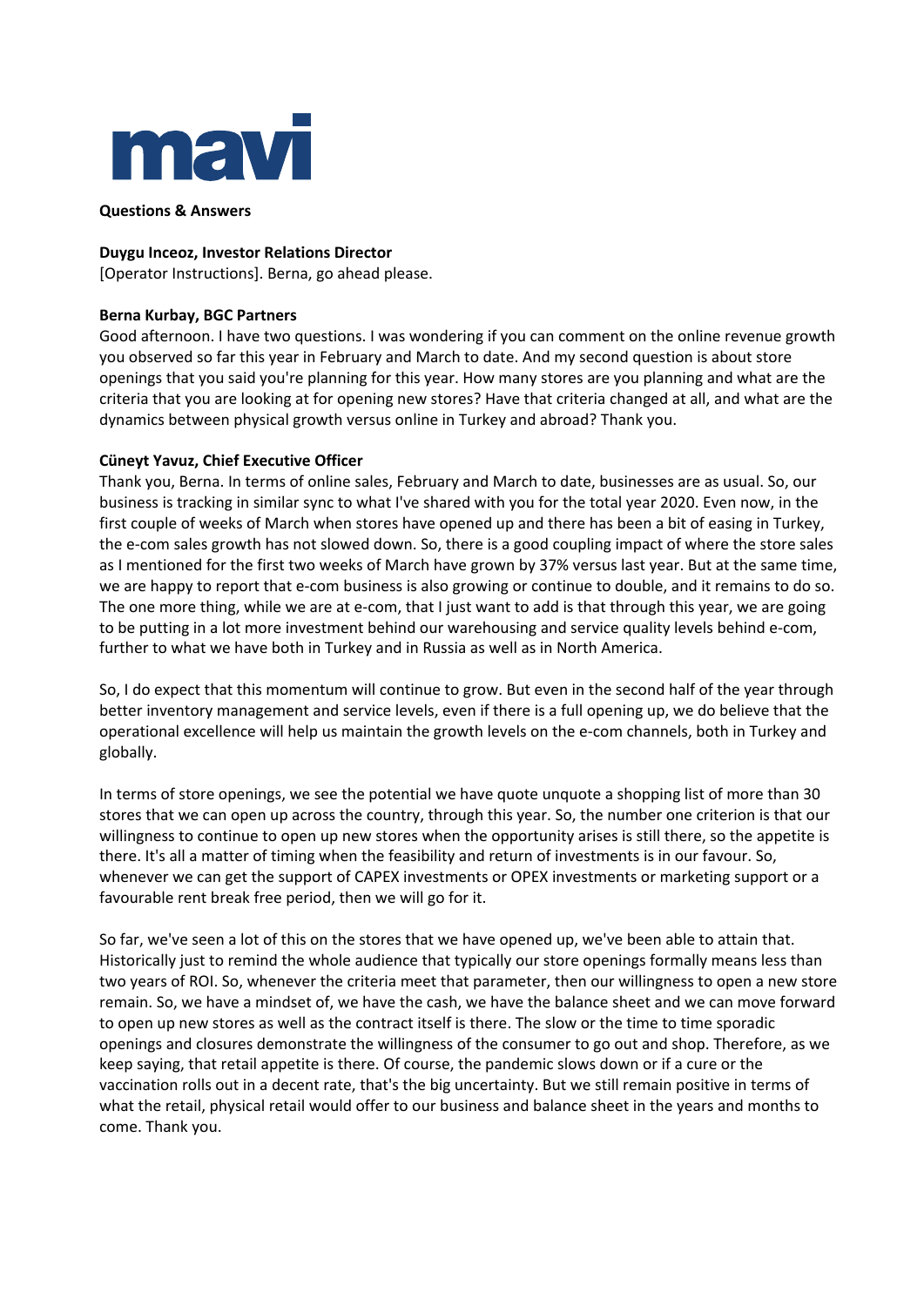**Questions & Answers**

**Duygu Inceoz, Investor Relations Director**
[Operator Instructions]. Berna, go ahead please.

**Berna Kurbay, BGC Partners**
Good afternoon. I have two questions. I was wondering if you can comment on the online revenue growth you observed so far this year in February and March to date. And my second question is about store openings that you said you're planning for this year. How many stores are you planning and what are the criteria that you are looking at for opening new stores? Have that criteria changed at all, and what are the dynamics between physical growth versus online in Turkey and abroad? Thank you.

**Cüneyt Yavuz, Chief Executive Officer**
Thank you, Berna. In terms of online sales, February and March to date, businesses are as usual. So, our business is tracking in similar sync to what I've shared with you for the total year 2020. Even now, in the first couple of weeks of March when stores have opened up and there has been a bit of easing in Turkey, the e-com sales growth has not slowed down. So, there is a good coupling impact of where the store sales as I mentioned for the first two weeks of March have grown by 37% versus last year. But at the same time, we are happy to report that e-com business is also growing or continue to double, and it remains to do so. The one more thing, while we are at e-com, that I just want to add is that through this year, we are going to be putting in a lot more investment behind our warehousing and service quality levels behind e-com, further to what we have both in Turkey and in Russia as well as in North America.

So, I do expect that this momentum will continue to grow. But even in the second half of the year through better inventory management and service levels, even if there is a full opening up, we do believe that the operational excellence will help us maintain the growth levels on the e-com channels, both in Turkey and globally.

In terms of store openings, we see the potential we have quote unquote a shopping list of more than 30 stores that we can open up across the country, through this year. So, the number one criterion is that our willingness to continue to open up new stores when the opportunity arises is still there, so the appetite is there. It's all a matter of timing when the feasibility and return of investments is in our favour. So, whenever we can get the support of CAPEX investments or OPEX investments or marketing support or a favourable rent break free period, then we will go for it.

So far, we've seen a lot of this on the stores that we have opened up, we've been able to attain that. Historically just to remind the whole audience that typically our store openings formally means less than two years of ROI. So, whenever the criteria meet that parameter, then our willingness to open a new store remain. So, we have a mindset of, we have the cash, we have the balance sheet and we can move forward to open up new stores as well as the contract itself is there. The slow or the time to time sporadic openings and closures demonstrate the willingness of the consumer to go out and shop. Therefore, as we keep saying, that retail appetite is there. Of course, the pandemic slows down or if a cure or the vaccination rolls out in a decent rate, that's the big uncertainty. But we still remain positive in terms of what the retail, physical retail would offer to our business and balance sheet in the years and months to come. Thank you.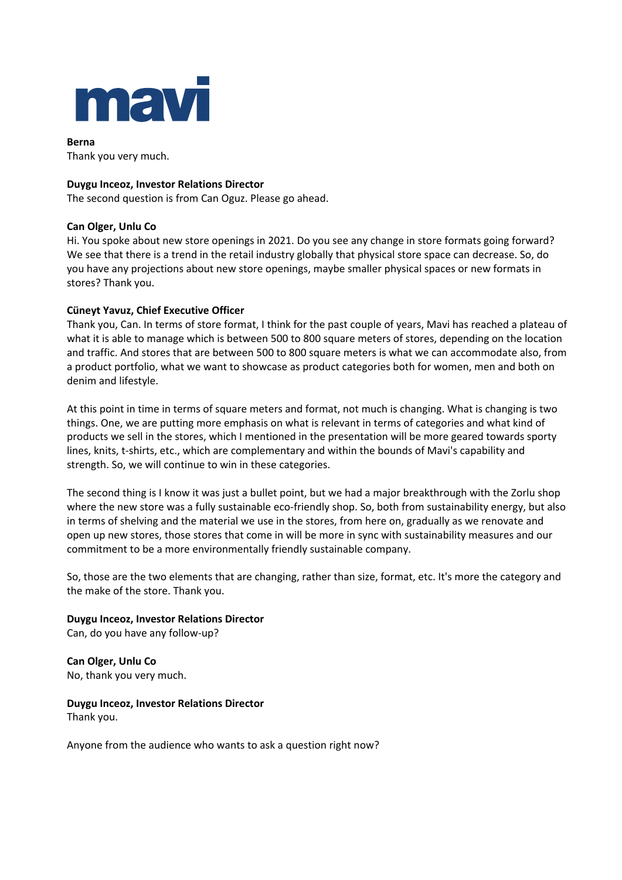**Berna**
Thank you very much.

**Duygu Inceoz, Investor Relations Director**
The second question is from Can Oguz. Please go ahead.

**Can Olger, Unlu Co**
Hi. You spoke about new store openings in 2021. Do you see any change in store formats going forward? We see that there is a trend in the retail industry globally that physical store space can decrease. So, do you have any projections about new store openings, maybe smaller physical spaces or new formats in stores? Thank you.

**Cüneyt Yavuz, Chief Executive Officer**
Thank you, Can. In terms of store format, I think for the past couple of years, Mavi has reached a plateau of what it is able to manage which is between 500 to 800 square meters of stores, depending on the location and traffic. And stores that are between 500 to 800 square meters is what we can accommodate also, from a product portfolio, what we want to showcase as product categories both for women, men and both on denim and lifestyle.

At this point in time in terms of square meters and format, not much is changing. What is changing is two things. One, we are putting more emphasis on what is relevant in terms of categories and what kind of products we sell in the stores, which I mentioned in the presentation will be more geared towards sporty lines, knits, t-shirts, etc., which are complementary and within the bounds of Mavi's capability and strength. So, we will continue to win in these categories.

The second thing is I know it was just a bullet point, but we had a major breakthrough with the Zorlu shop where the new store was a fully sustainable eco-friendly shop. So, both from sustainability energy, but also in terms of shelving and the material we use in the stores, from here on, gradually as we renovate and open up new stores, those stores that come in will be more in sync with sustainability measures and our commitment to be a more environmentally friendly sustainable company.

So, those are the two elements that are changing, rather than size, format, etc. It's more the category and the make of the store. Thank you.

**Duygu Inceoz, Investor Relations Director**
Can, do you have any follow-up?

**Can Olger, Unlu Co**
No, thank you very much.

**Duygu Inceoz, Investor Relations Director**
Thank you.

Anyone from the audience who wants to ask a question right now?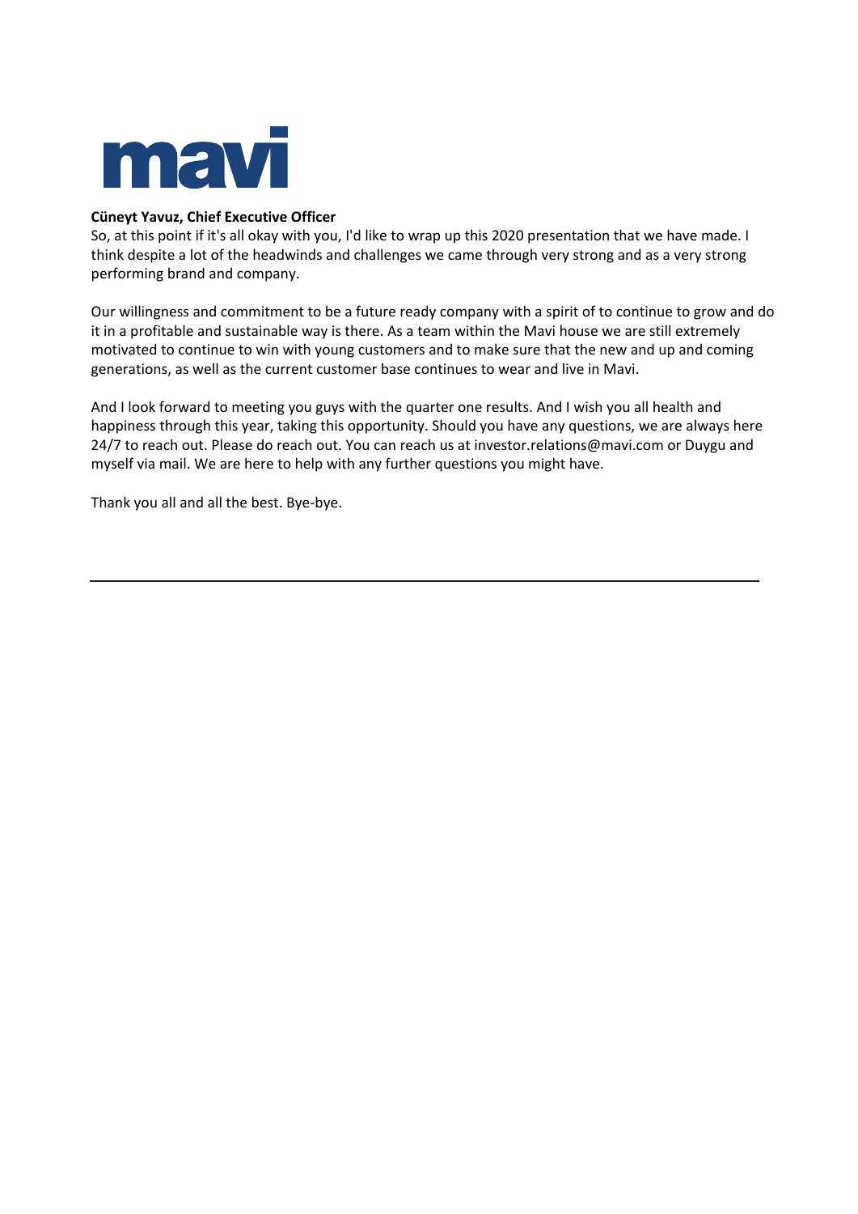**Cüneyt Yavuz, Chief Executive Officer**
So, at this point if it's all okay with you, I'd like to wrap up this 2020 presentation that we have made. I think despite a lot of the headwinds and challenges we came through very strong and as a very strong performing brand and company.

Our willingness and commitment to be a future ready company with a spirit of to continue to grow and do it in a profitable and sustainable way is there. As a team within the Mavi house we are still extremely motivated to continue to win with young customers and to make sure that the new and up and coming generations, as well as the current customer base continues to wear and live in Mavi.

And I look forward to meeting you guys with the quarter one results. And I wish you all health and happiness through this year, taking this opportunity. Should you have any questions, we are always here 24/7 to reach out. Please do reach out. You can reach us at investor.relations@mavi.com or Duygu and myself via mail. We are here to help with any further questions you might have.

Thank you all and all the best. Bye-bye.